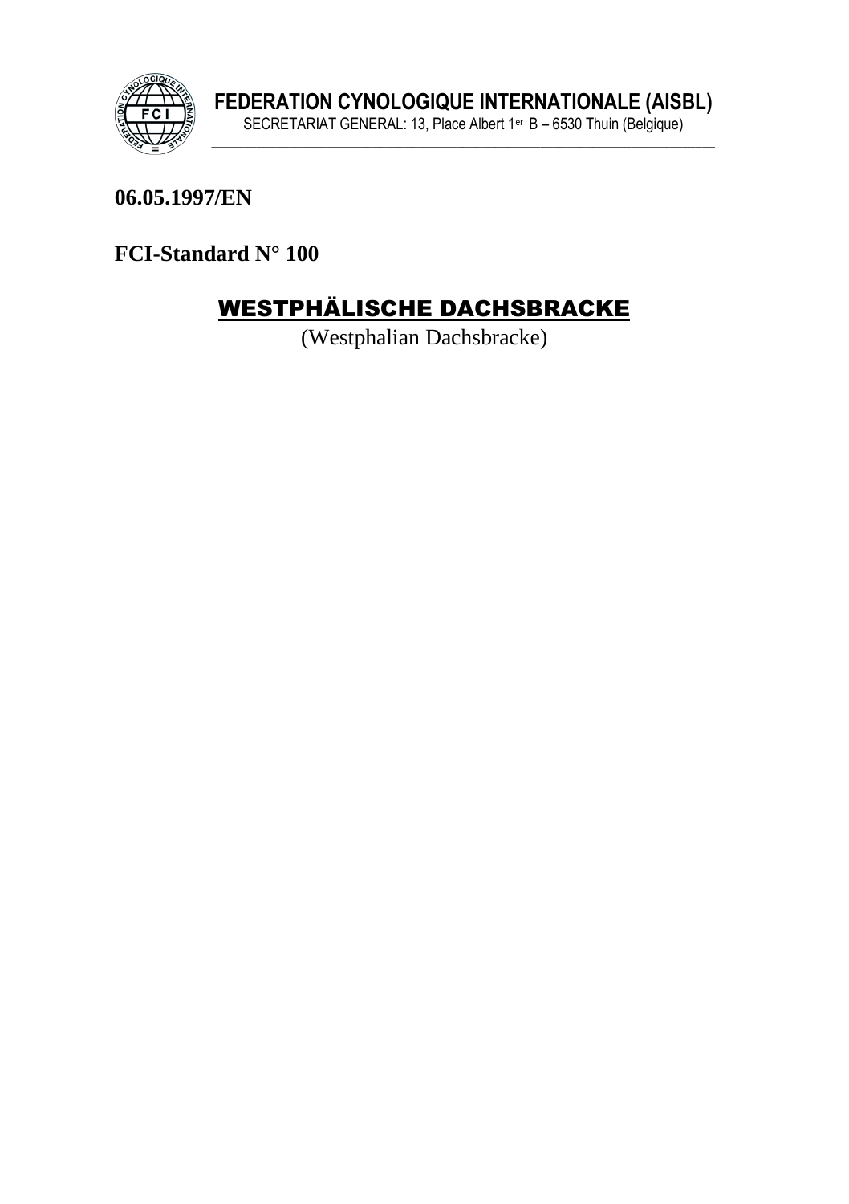**FEDERATION CYNOLOGIQUE INTERNATIONALE (AISBL)**

SECRETARIAT GENERAL: 13, Place Albert 1er B – 6530 Thuin (Belgique)

**06.05.1997/EN**

**FCI-Standard N° 100**

# WESTPHÄLISCHE DACHSBRACKE

(Westphalian Dachsbracke)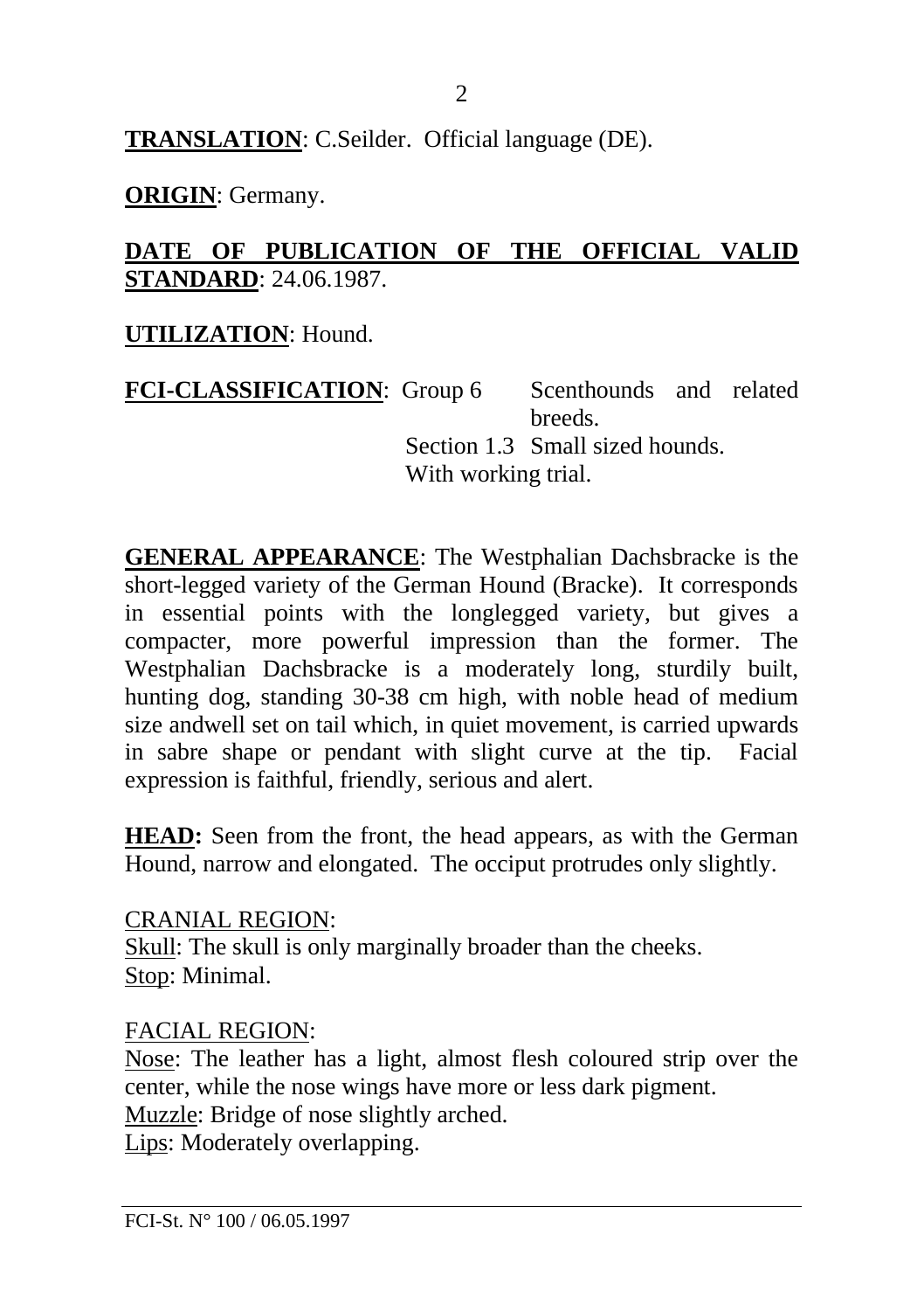**TRANSLATION**: C.Seilder. Official language (DE).

**ORIGIN**: Germany.

**DATE OF PUBLICATION OF THE OFFICIAL VALID STANDARD**: 24.06.1987.

**UTILIZATION**: Hound.

**FCI-CLASSIFICATION**: Group 6 Scenthounds and related breeds.
Section 1.3 Small sized hounds.
With working trial.

**GENERAL APPEARANCE**: The Westphalian Dachsbracke is the short-legged variety of the German Hound (Bracke). It corresponds in essential points with the longlegged variety, but gives a compacter, more powerful impression than the former. The Westphalian Dachsbracke is a moderately long, sturdily built, hunting dog, standing 30-38 cm high, with noble head of medium size andwell set on tail which, in quiet movement, is carried upwards in sabre shape or pendant with slight curve at the tip. Facial expression is faithful, friendly, serious and alert.

**HEAD:** Seen from the front, the head appears, as with the German Hound, narrow and elongated. The occiput protrudes only slightly.

CRANIAL REGION:
Skull: The skull is only marginally broader than the cheeks.
Stop: Minimal.

FACIAL REGION:
Nose: The leather has a light, almost flesh coloured strip over the center, while the nose wings have more or less dark pigment.
Muzzle: Bridge of nose slightly arched.
Lips: Moderately overlapping.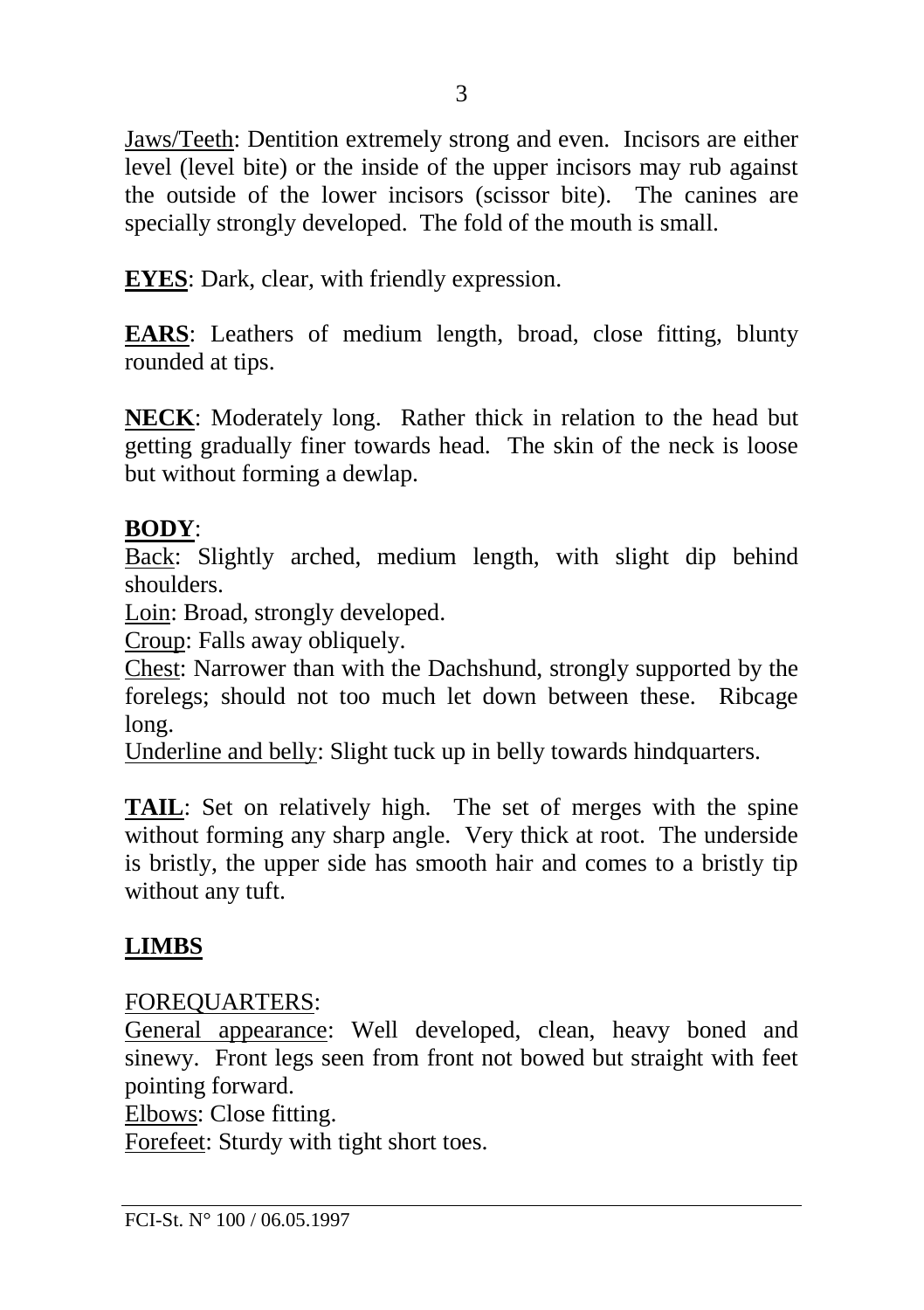Jaws/Teeth: Dentition extremely strong and even. Incisors are either level (level bite) or the inside of the upper incisors may rub against the outside of the lower incisors (scissor bite). The canines are specially strongly developed. The fold of the mouth is small.

**EYES**: Dark, clear, with friendly expression.

**EARS**: Leathers of medium length, broad, close fitting, blunty rounded at tips.

**NECK**: Moderately long. Rather thick in relation to the head but getting gradually finer towards head. The skin of the neck is loose but without forming a dewlap.

**BODY**:
Back: Slightly arched, medium length, with slight dip behind shoulders.
Loin: Broad, strongly developed.
Croup: Falls away obliquely.
Chest: Narrower than with the Dachshund, strongly supported by the forelegs; should not too much let down between these. Ribcage long.
Underline and belly: Slight tuck up in belly towards hindquarters.

**TAIL**: Set on relatively high. The set of merges with the spine without forming any sharp angle. Very thick at root. The underside is bristly, the upper side has smooth hair and comes to a bristly tip without any tuft.

## LIMBS

FOREQUARTERS:
General appearance: Well developed, clean, heavy boned and sinewy. Front legs seen from front not bowed but straight with feet pointing forward.
Elbows: Close fitting.
Forefeet: Sturdy with tight short toes.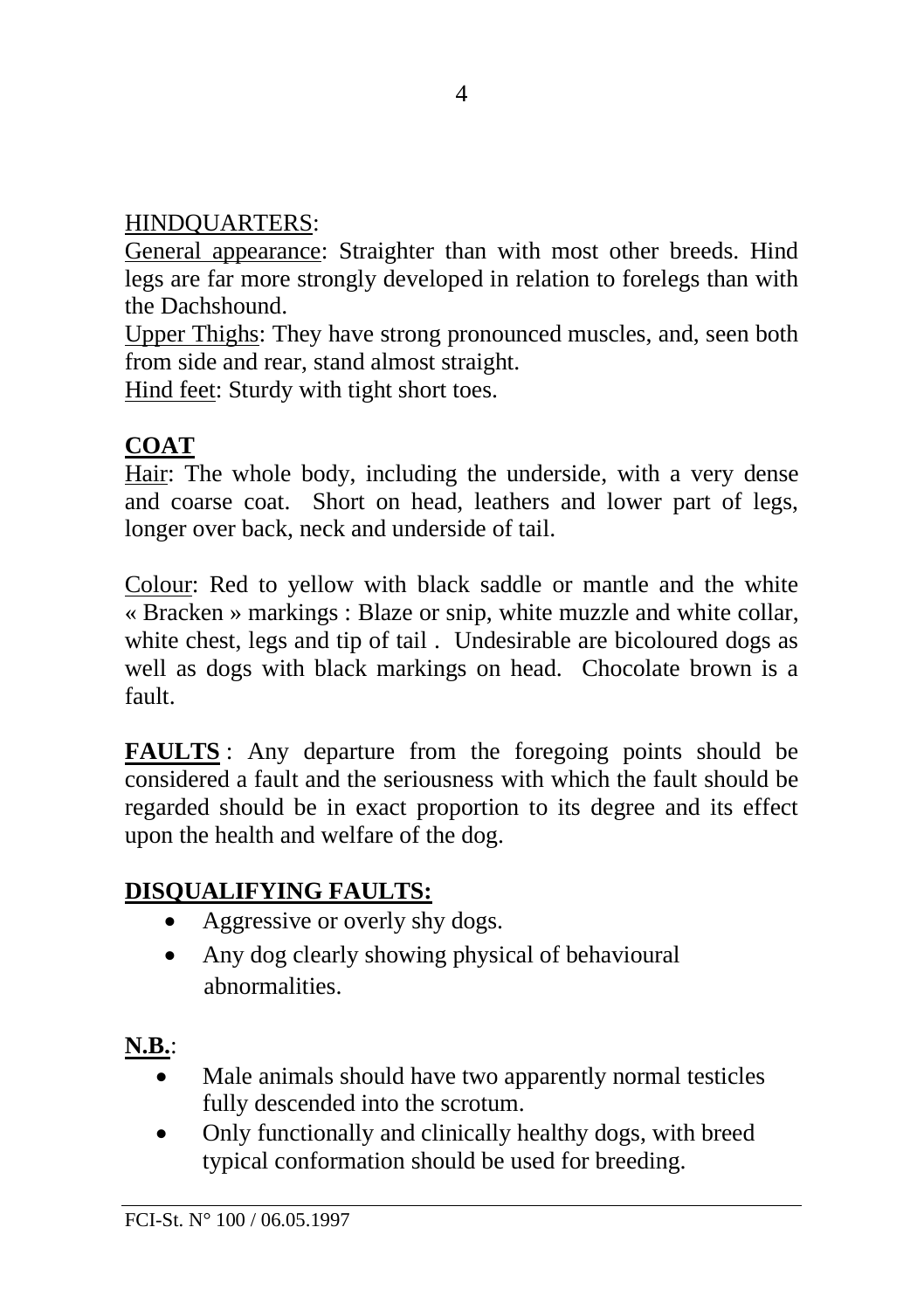HINDQUARTERS:

General appearance: Straighter than with most other breeds. Hind legs are far more strongly developed in relation to forelegs than with the Dachshound.

Upper Thighs: They have strong pronounced muscles, and, seen both from side and rear, stand almost straight.

Hind feet: Sturdy with tight short toes.

**COAT**

Hair: The whole body, including the underside, with a very dense and coarse coat. Short on head, leathers and lower part of legs, longer over back, neck and underside of tail.

Colour: Red to yellow with black saddle or mantle and the white « Bracken » markings : Blaze or snip, white muzzle and white collar, white chest, legs and tip of tail . Undesirable are bicoloured dogs as well as dogs with black markings on head. Chocolate brown is a fault.

**FAULTS** : Any departure from the foregoing points should be considered a fault and the seriousness with which the fault should be regarded should be in exact proportion to its degree and its effect upon the health and welfare of the dog.

**DISQUALIFYING FAULTS:**

- Aggressive or overly shy dogs.
- Any dog clearly showing physical of behavioural abnormalities.

**N.B.**:

- Male animals should have two apparently normal testicles fully descended into the scrotum.
- Only functionally and clinically healthy dogs, with breed typical conformation should be used for breeding.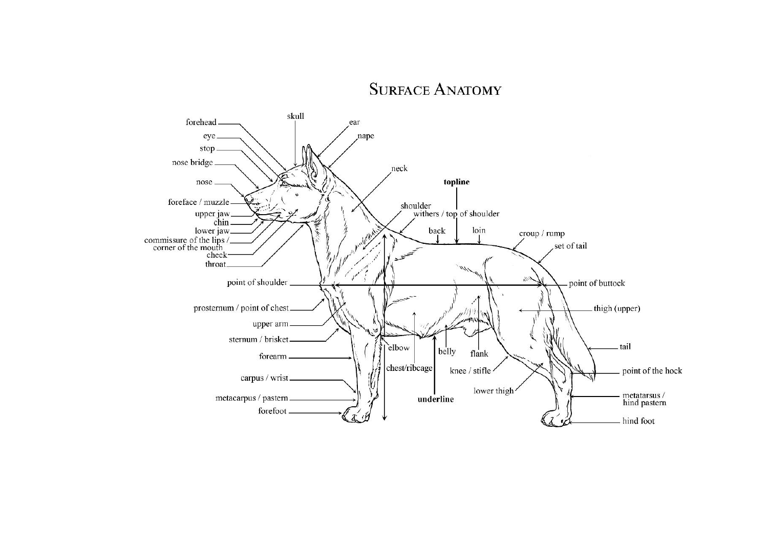# Surface Anatomy

forehead
eye
stop
nose bridge
nose
foreface / muzzle
upper jaw
chin
lower jaw
commissure of the lips / corner of the mouth
cheek
throat
skull
ear
nape
neck
topline
shoulder
withers / top of shoulder
back
loin
croup / rump
set of tail
point of shoulder
point of buttock
prosternum / point of chest
thigh (upper)
upper arm
sternum / brisket
elbow
belly
flank
tail
forearm
chest/ribcage
knee / stifle
point of the hock
carpus / wrist
lower thigh
metacarpus / pastern
underline
metatarsus / hind pastern
forefoot
hind foot